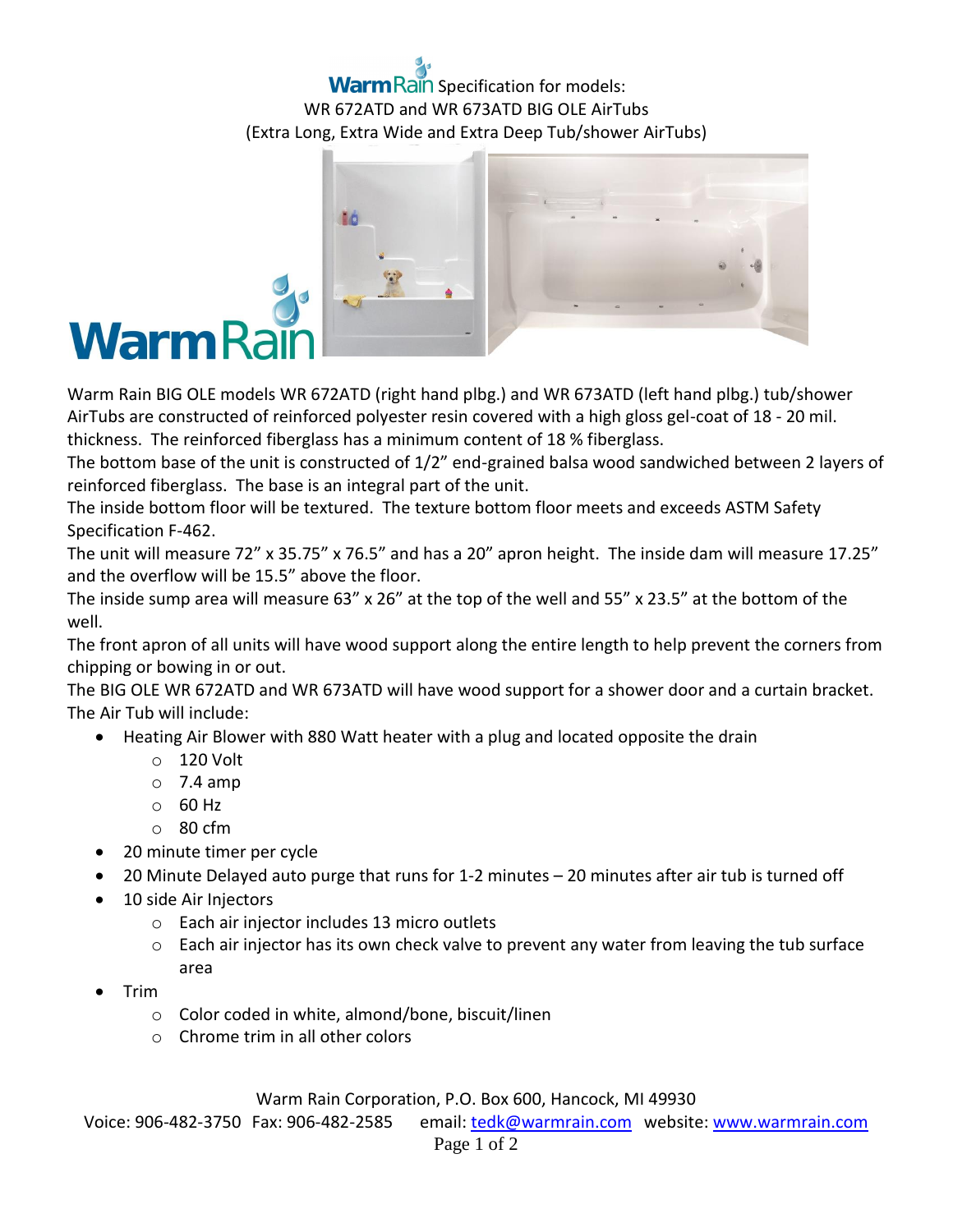# WarmRain Specification for models: WR 672ATD and WR 673ATD BIG OLE AirTubs (Extra Long, Extra Wide and Extra Deep Tub/shower AirTubs)

Warm Rain BIG OLE models WR 672ATD (right hand plbg.) and WR 673ATD (left hand plbg.) tub/shower AirTubs are constructed of reinforced polyester resin covered with a high gloss gel-coat of 18 - 20 mil. thickness. The reinforced fiberglass has a minimum content of 18 % fiberglass.

The bottom base of the unit is constructed of 1/2" end-grained balsa wood sandwiched between 2 layers of reinforced fiberglass. The base is an integral part of the unit.

The inside bottom floor will be textured. The texture bottom floor meets and exceeds ASTM Safety Specification F-462.

The unit will measure 72" x 35.75" x 76.5" and has a 20" apron height. The inside dam will measure 17.25" and the overflow will be 15.5" above the floor.

The inside sump area will measure 63" x 26" at the top of the well and 55" x 23.5" at the bottom of the well.

The front apron of all units will have wood support along the entire length to help prevent the corners from chipping or bowing in or out.

The BIG OLE WR 672ATD and WR 673ATD will have wood support for a shower door and a curtain bracket.

The Air Tub will include:

- Heating Air Blower with 880 Watt heater with a plug and located opposite the drain
  - 120 Volt
  - 7.4 amp
  - 60 Hz
  - 80 cfm
- 20 minute timer per cycle
- 20 Minute Delayed auto purge that runs for 1-2 minutes – 20 minutes after air tub is turned off
- 10 side Air Injectors
  - Each air injector includes 13 micro outlets
  - Each air injector has its own check valve to prevent any water from leaving the tub surface area
- Trim
  - Color coded in white, almond/bone, biscuit/linen
  - Chrome trim in all other colors

Warm Rain Corporation, P.O. Box 600, Hancock, MI 49930

Voice: 906-482-3750 Fax: 906-482-2585 email: tedk@warmrain.com website: www.warmrain.com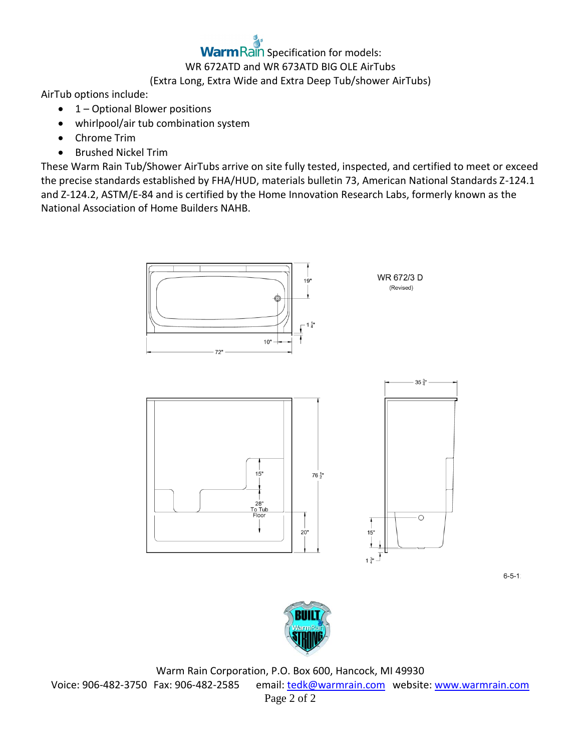**WarmRain** Specification for models:

WR 672ATD and WR 673ATD BIG OLE AirTubs

(Extra Long, Extra Wide and Extra Deep Tub/shower AirTubs)

AirTub options include:

- 1 – Optional Blower positions
- whirlpool/air tub combination system
- Chrome Trim
- Brushed Nickel Trim

These Warm Rain Tub/Shower AirTubs arrive on site fully tested, inspected, and certified to meet or exceed the precise standards established by FHA/HUD, materials bulletin 73, American National Standards Z-124.1 and Z-124.2, ASTM/E-84 and is certified by the Home Innovation Research Labs, formerly known as the National Association of Home Builders NAHB.

WR 672/3 D
(Revised)

19"
1 ¼"
10"
72"
35 ¾"
15"
28"
To Tub
Floor
76 ½"
20"
15"
1 ¾"

6-5-1

Warm Rain Corporation, P.O. Box 600, Hancock, MI 49930

Voice: 906-482-3750 Fax: 906-482-2585 email: tedk@warmrain.com website: www.warmrain.com